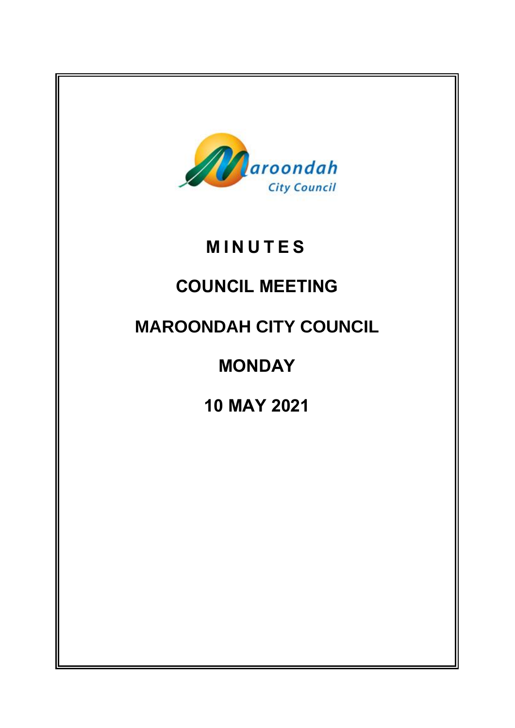Maroondah City Council

# MINUTES

## COUNCIL MEETING

## MAROONDAH CITY COUNCIL

## MONDAY

## 10 MAY 2021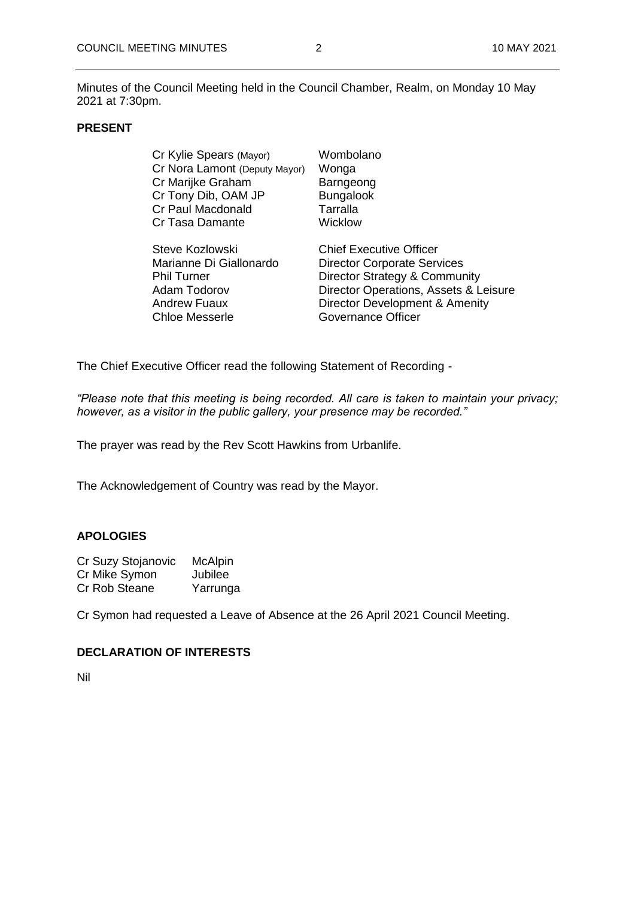Minutes of the Council Meeting held in the Council Chamber, Realm, on Monday 10 May 2021 at 7:30pm.

**PRESENT**

| | |
|---|---|
| Cr Kylie Spears (Mayor) | Wombolano |
| Cr Nora Lamont (Deputy Mayor) | Wonga |
| Cr Marijke Graham | Barngeong |
| Cr Tony Dib, OAM JP | Bungalook |
| Cr Paul Macdonald | Tarralla |
| Cr Tasa Damante | Wicklow |

| | |
|---|---|
| Steve Kozlowski | Chief Executive Officer |
| Marianne Di Giallonardo | Director Corporate Services |
| Phil Turner | Director Strategy & Community |
| Adam Todorov | Director Operations, Assets & Leisure |
| Andrew Fuaux | Director Development & Amenity |
| Chloe Messerle | Governance Officer |

The Chief Executive Officer read the following Statement of Recording -

*"Please note that this meeting is being recorded. All care is taken to maintain your privacy; however, as a visitor in the public gallery, your presence may be recorded."*

The prayer was read by the Rev Scott Hawkins from Urbanlife.

The Acknowledgement of Country was read by the Mayor.

**APOLOGIES**

| | |
|---|---|
| Cr Suzy Stojanovic | McAlpin |
| Cr Mike Symon | Jubilee |
| Cr Rob Steane | Yarrunga |

Cr Symon had requested a Leave of Absence at the 26 April 2021 Council Meeting.

**DECLARATION OF INTERESTS**

Nil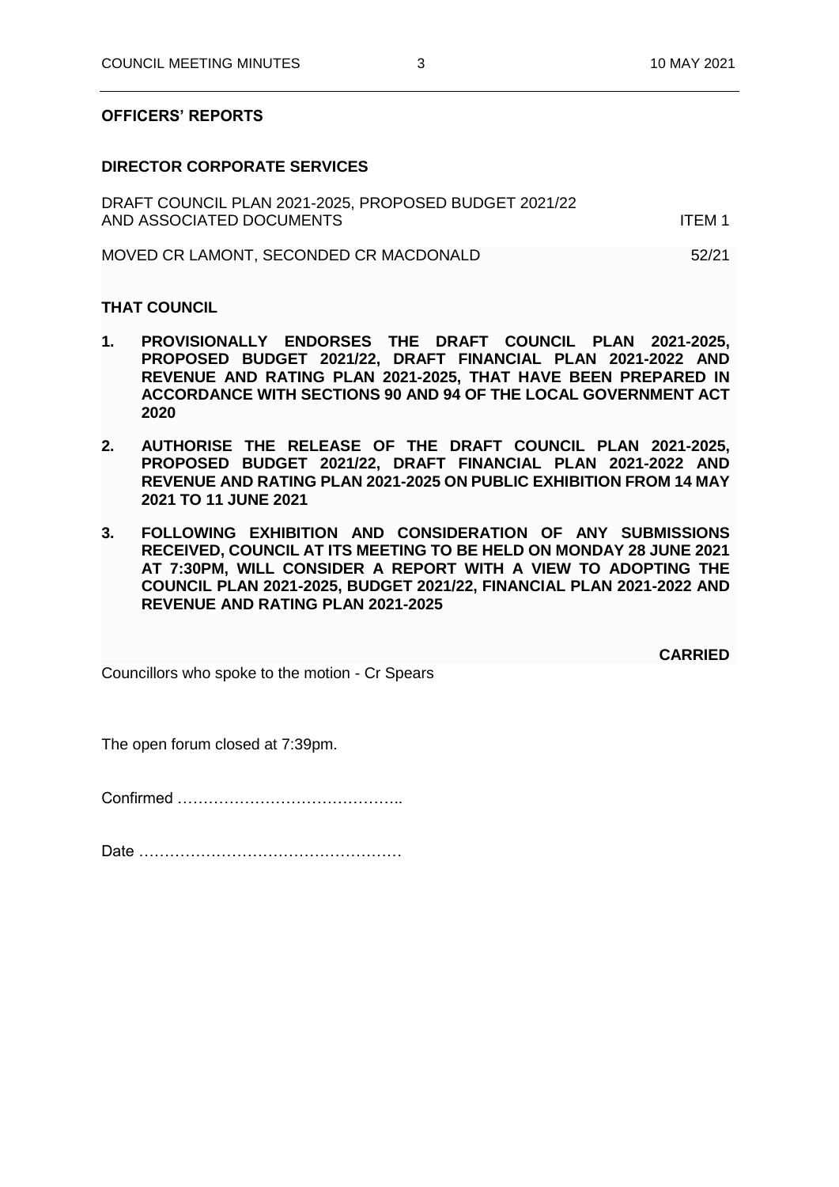## OFFICERS' REPORTS

### DIRECTOR CORPORATE SERVICES

DRAFT COUNCIL PLAN 2021-2025, PROPOSED BUDGET 2021/22 AND ASSOCIATED DOCUMENTS — ITEM 1

MOVED CR LAMONT, SECONDED CR MACDONALD — 52/21

**THAT COUNCIL**

1. **PROVISIONALLY ENDORSES THE DRAFT COUNCIL PLAN 2021-2025, PROPOSED BUDGET 2021/22, DRAFT FINANCIAL PLAN 2021-2022 AND REVENUE AND RATING PLAN 2021-2025, THAT HAVE BEEN PREPARED IN ACCORDANCE WITH SECTIONS 90 AND 94 OF THE LOCAL GOVERNMENT ACT 2020**

2. **AUTHORISE THE RELEASE OF THE DRAFT COUNCIL PLAN 2021-2025, PROPOSED BUDGET 2021/22, DRAFT FINANCIAL PLAN 2021-2022 AND REVENUE AND RATING PLAN 2021-2025 ON PUBLIC EXHIBITION FROM 14 MAY 2021 TO 11 JUNE 2021**

3. **FOLLOWING EXHIBITION AND CONSIDERATION OF ANY SUBMISSIONS RECEIVED, COUNCIL AT ITS MEETING TO BE HELD ON MONDAY 28 JUNE 2021 AT 7:30PM, WILL CONSIDER A REPORT WITH A VIEW TO ADOPTING THE COUNCIL PLAN 2021-2025, BUDGET 2021/22, FINANCIAL PLAN 2021-2022 AND REVENUE AND RATING PLAN 2021-2025**

**CARRIED**

Councillors who spoke to the motion - Cr Spears

The open forum closed at 7:39pm.

Confirmed ……………………………………..

Date ……………………………………………